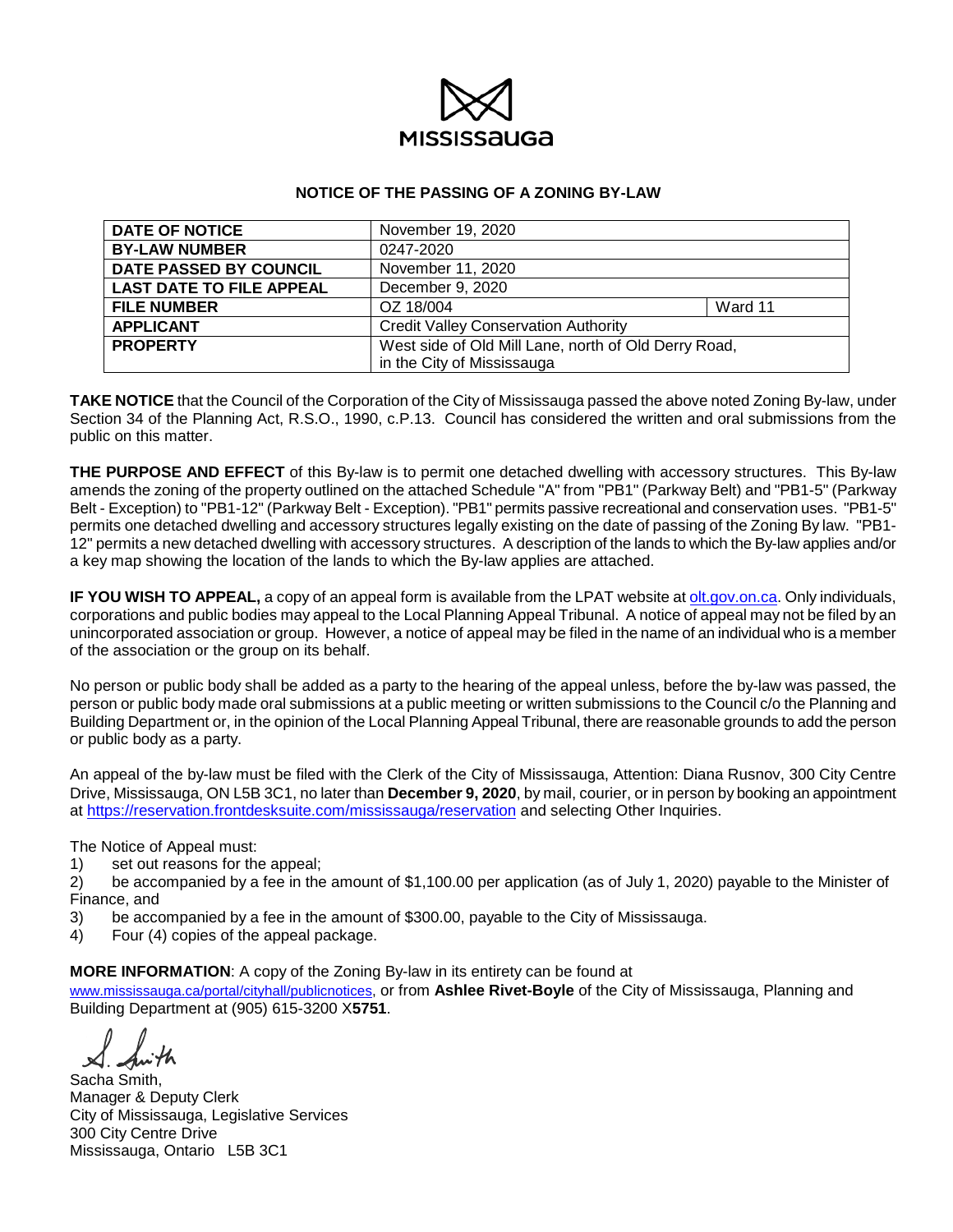MISSISSAUGA

## NOTICE OF THE PASSING OF A ZONING BY-LAW

| | | |
|---|---|---|
| **DATE OF NOTICE** | November 19, 2020 | |
| **BY-LAW NUMBER** | 0247-2020 | |
| **DATE PASSED BY COUNCIL** | November 11, 2020 | |
| **LAST DATE TO FILE APPEAL** | December 9, 2020 | |
| **FILE NUMBER** | OZ 18/004 | Ward 11 |
| **APPLICANT** | Credit Valley Conservation Authority | |
| **PROPERTY** | West side of Old Mill Lane, north of Old Derry Road, in the City of Mississauga | |

**TAKE NOTICE** that the Council of the Corporation of the City of Mississauga passed the above noted Zoning By-law, under Section 34 of the Planning Act, R.S.O., 1990, c.P.13. Council has considered the written and oral submissions from the public on this matter.

**THE PURPOSE AND EFFECT** of this By-law is to permit one detached dwelling with accessory structures. This By-law amends the zoning of the property outlined on the attached Schedule "A" from "PB1" (Parkway Belt) and "PB1-5" (Parkway Belt - Exception) to "PB1-12" (Parkway Belt - Exception). "PB1" permits passive recreational and conservation uses. "PB1-5" permits one detached dwelling and accessory structures legally existing on the date of passing of the Zoning By law. "PB1-12" permits a new detached dwelling with accessory structures. A description of the lands to which the By-law applies and/or a key map showing the location of the lands to which the By-law applies are attached.

**IF YOU WISH TO APPEAL,** a copy of an appeal form is available from the LPAT website at olt.gov.on.ca. Only individuals, corporations and public bodies may appeal to the Local Planning Appeal Tribunal. A notice of appeal may not be filed by an unincorporated association or group. However, a notice of appeal may be filed in the name of an individual who is a member of the association or the group on its behalf.

No person or public body shall be added as a party to the hearing of the appeal unless, before the by-law was passed, the person or public body made oral submissions at a public meeting or written submissions to the Council c/o the Planning and Building Department or, in the opinion of the Local Planning Appeal Tribunal, there are reasonable grounds to add the person or public body as a party.

An appeal of the by-law must be filed with the Clerk of the City of Mississauga, Attention: Diana Rusnov, 300 City Centre Drive, Mississauga, ON L5B 3C1, no later than **December 9, 2020**, by mail, courier, or in person by booking an appointment at https://reservation.frontdesksuite.com/mississauga/reservation and selecting Other Inquiries.

The Notice of Appeal must:

1) set out reasons for the appeal;
2) be accompanied by a fee in the amount of $1,100.00 per application (as of July 1, 2020) payable to the Minister of Finance, and
3) be accompanied by a fee in the amount of $300.00, payable to the City of Mississauga.
4) Four (4) copies of the appeal package.

**MORE INFORMATION**: A copy of the Zoning By-law in its entirety can be found at www.mississauga.ca/portal/cityhall/publicnotices, or from **Ashlee Rivet-Boyle** of the City of Mississauga, Planning and Building Department at (905) 615-3200 X**5751**.

S. Smith

Sacha Smith,
Manager & Deputy Clerk
City of Mississauga, Legislative Services
300 City Centre Drive
Mississauga, Ontario L5B 3C1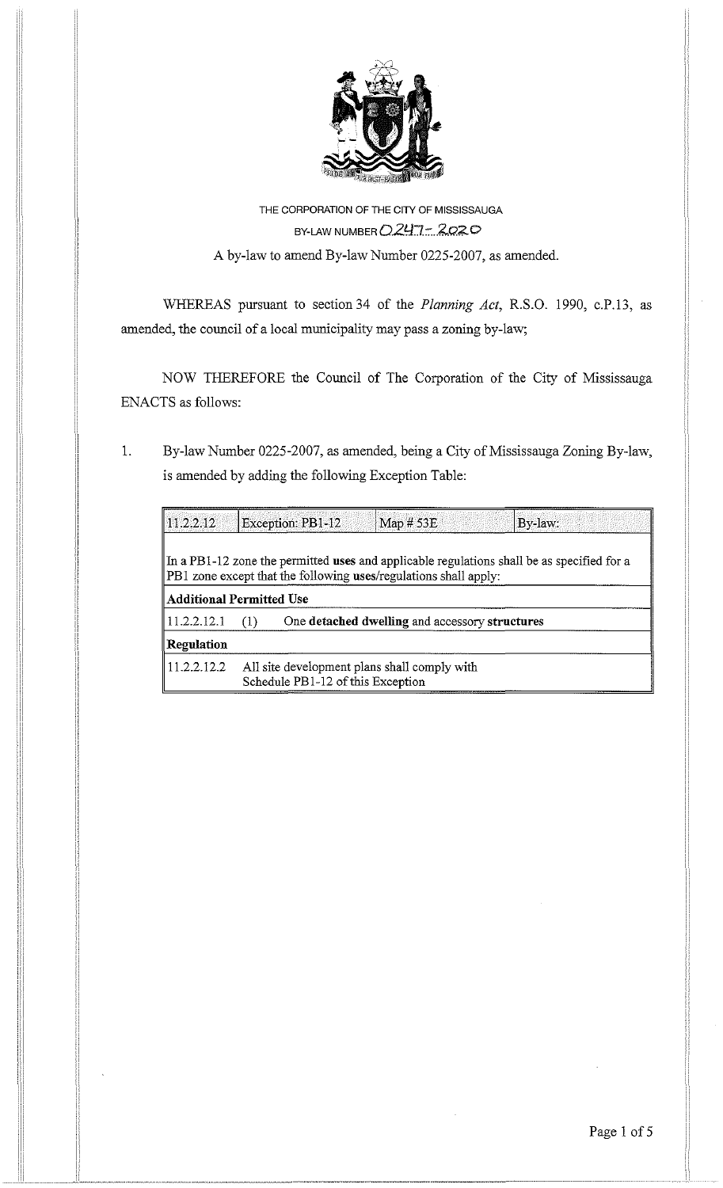THE CORPORATION OF THE CITY OF MISSISSAUGA

BY-LAW NUMBER 0247-2020

A by-law to amend By-law Number 0225-2007, as amended.

WHEREAS pursuant to section 34 of the *Planning Act*, R.S.O. 1990, c.P.13, as amended, the council of a local municipality may pass a zoning by-law;

NOW THEREFORE the Council of The Corporation of the City of Mississauga ENACTS as follows:

1. By-law Number 0225-2007, as amended, being a City of Mississauga Zoning By-law, is amended by adding the following Exception Table:

| 11.2.2.12 | Exception: PB1-12 | Map # 53E | By-law: |
|---|---|---|---|
| In a PB1-12 zone the permitted **uses** and applicable regulations shall be as specified for a PB1 zone except that the following **uses**/regulations shall apply: | | | |
| **Additional Permitted Use** | | | |
| 11.2.2.12.1 | (1) One **detached dwelling** and accessory **structures** | | |
| **Regulation** | | | |
| 11.2.2.12.2 | All site development plans shall comply with Schedule PB1-12 of this Exception | | |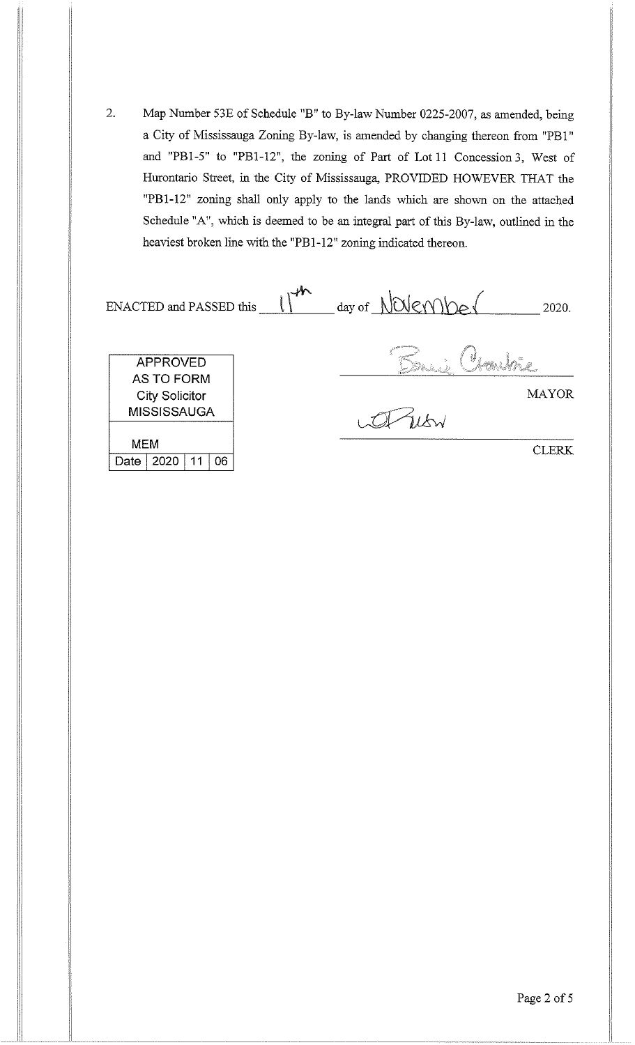2. Map Number 53E of Schedule "B" to By-law Number 0225-2007, as amended, being a City of Mississauga Zoning By-law, is amended by changing thereon from "PB1" and "PB1-5" to "PB1-12", the zoning of Part of Lot 11 Concession 3, West of Hurontario Street, in the City of Mississauga, PROVIDED HOWEVER THAT the "PB1-12" zoning shall only apply to the lands which are shown on the attached Schedule "A", which is deemed to be an integral part of this By-law, outlined in the heaviest broken line with the "PB1-12" zoning indicated thereon.

ENACTED and PASSED this 11th day of November 2020.

| APPROVED AS TO FORM City Solicitor MISSISSAUGA | | | |
|---|---|---|---|
| MEM | | | |
| Date | 2020 | 11 | 06 |

MAYOR

CLERK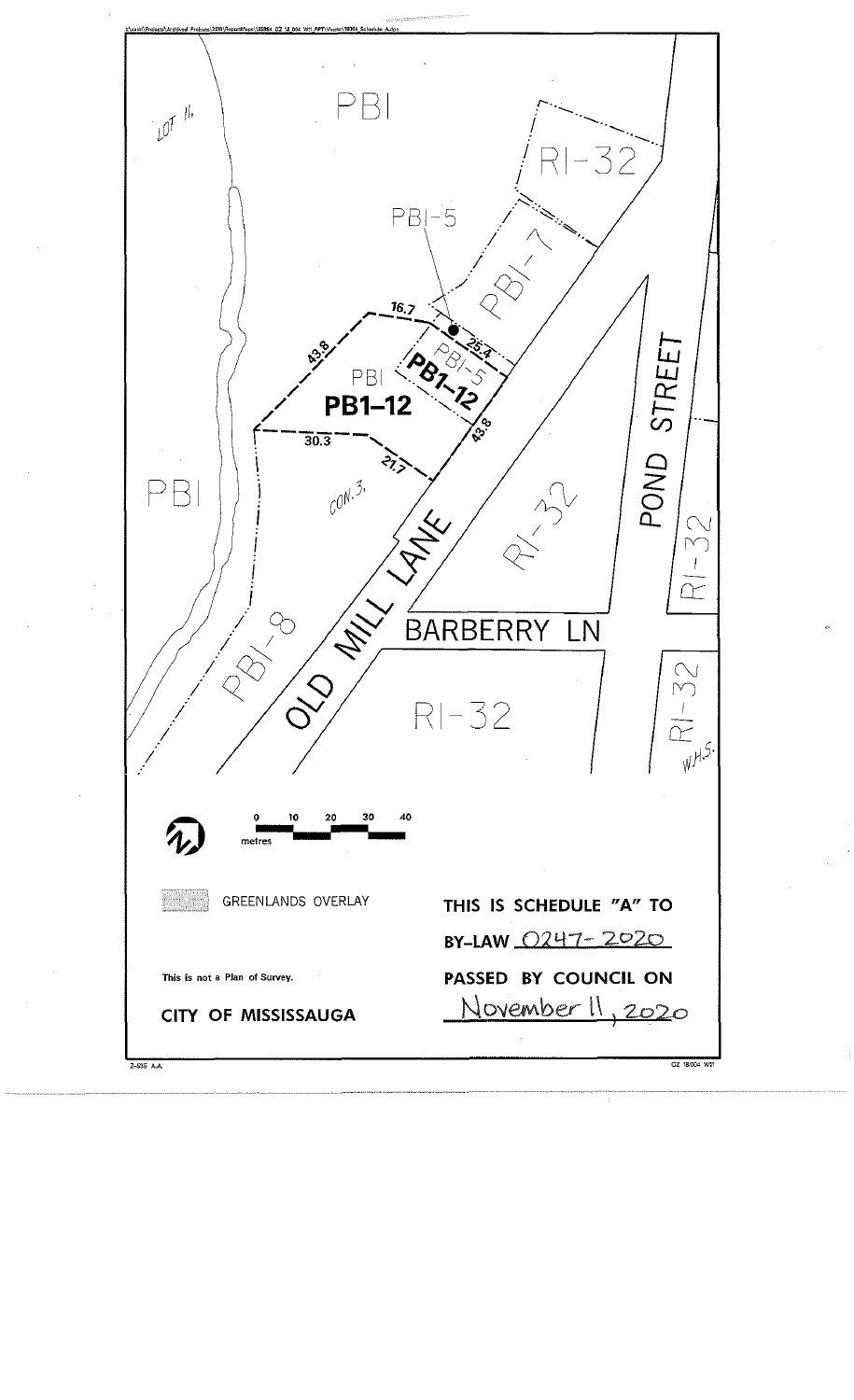PBI

RI-32

PBI-5

PBI-7

16.7

43.8

25.4

PBI

PBI-5

**PB1-12**

**PB1-12**

30.3

21.7

43.8

CON. 3

LOT 11

PBI

POND STREET

RI-32

OLD MILL LANE

BARBERRY LN

PBI-8

RI-32

RI-32

RI-32

W.H.S.

0 10 20 30 40

metres

GREENLANDS OVERLAY

This is not a Plan of Survey.

**CITY OF MISSISSAUGA**

**THIS IS SCHEDULE "A" TO**

**BY-LAW** 0247-2020

**PASSED BY COUNCIL ON**

November 11, 2020

Z-10E A.A.

OZ 18-004 W11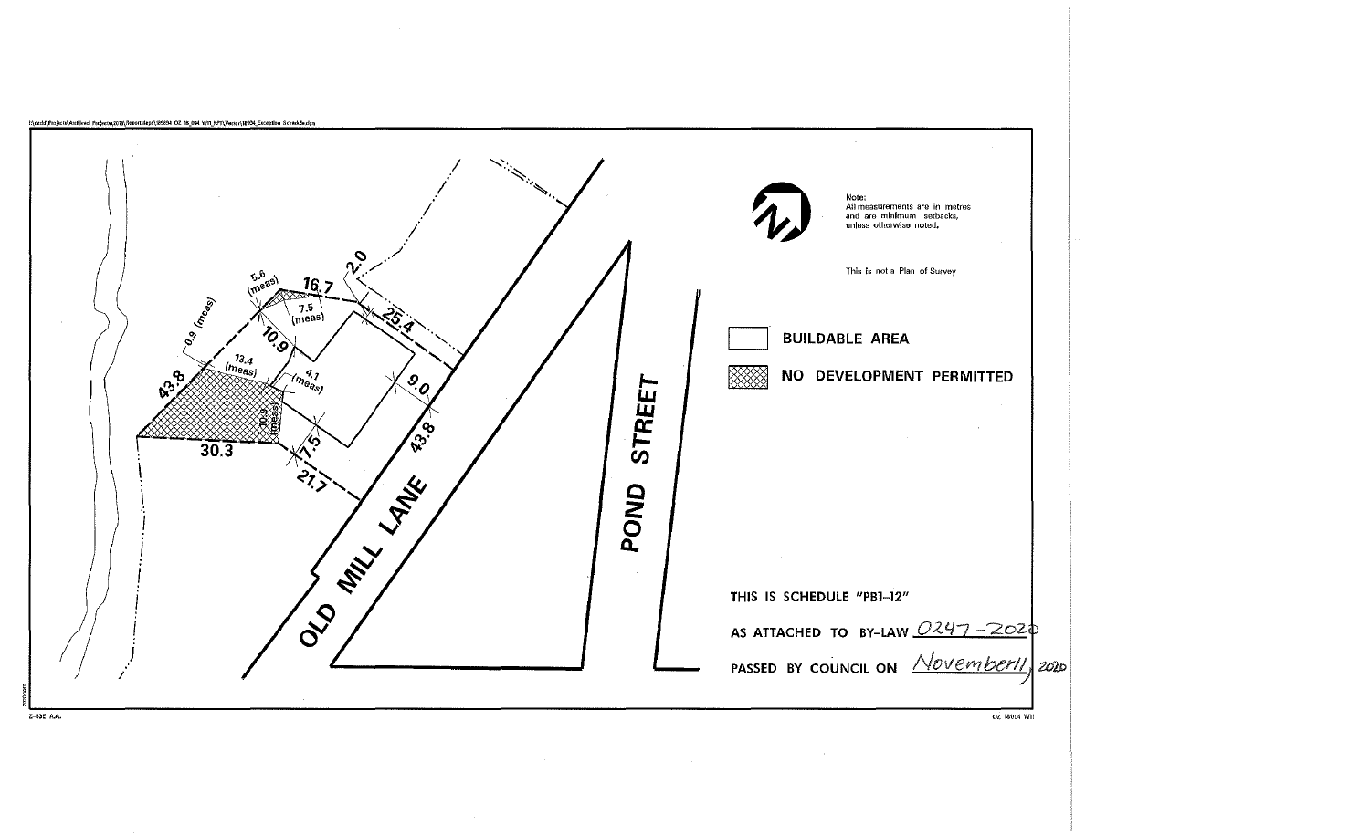Note:
All measurements are in metres and are minimum setbacks, unless otherwise noted.

This is not a Plan of Survey

BUILDABLE AREA

NO DEVELOPMENT PERMITTED

OLD MILL LANE

POND STREET

16.7

5.6 (meas)

7.5 (meas)

2.0

25.4

10.9

0.9 (meas)

13.4 (meas)

4.1 (meas)

43.8

9.0

10.9 (meas)

43.8

30.3

7.5

21.7

THIS IS SCHEDULE "PB1-12"

AS ATTACHED TO BY-LAW 0247-2020

PASSED BY COUNCIL ON November 11, 2020

Z-53E A.A.

OZ 18004 W11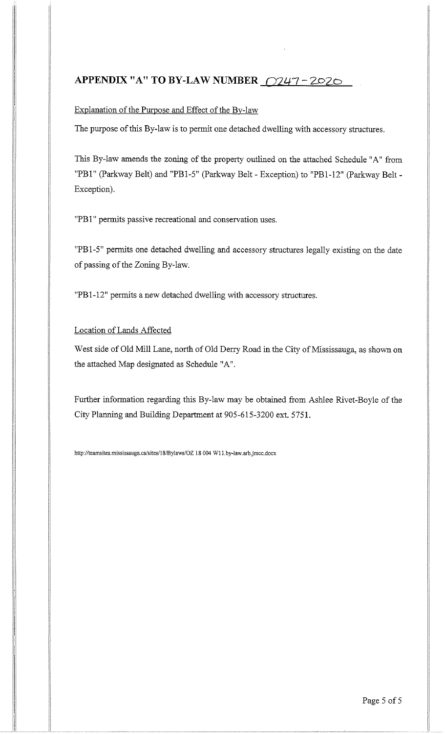# APPENDIX "A" TO BY-LAW NUMBER 0247-2020

Explanation of the Purpose and Effect of the By-law

The purpose of this By-law is to permit one detached dwelling with accessory structures.

This By-law amends the zoning of the property outlined on the attached Schedule "A" from "PB1" (Parkway Belt) and "PB1-5" (Parkway Belt - Exception) to "PB1-12" (Parkway Belt - Exception).

"PB1" permits passive recreational and conservation uses.

"PB1-5" permits one detached dwelling and accessory structures legally existing on the date of passing of the Zoning By-law.

"PB1-12" permits a new detached dwelling with accessory structures.

Location of Lands Affected

West side of Old Mill Lane, north of Old Derry Road in the City of Mississauga, as shown on the attached Map designated as Schedule "A".

Further information regarding this By-law may be obtained from Ashlee Rivet-Boyle of the City Planning and Building Department at 905-615-3200 ext. 5751.

http://teamsites.mississauga.ca/sites/18/Bylaws/OZ 18 004 W11.by-law.arb.jmcc.docx